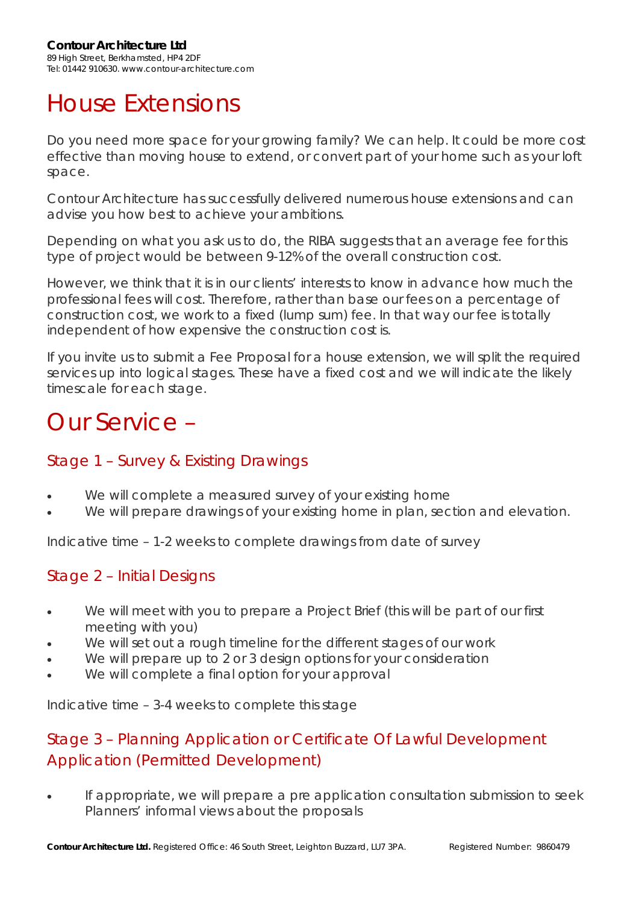**Contour Architecture Ltd**
89 High Street, Berkhamsted, HP4 2DF
Tel: 01442 910630. www.contour-architecture.com

# House Extensions

Do you need more space for your growing family? We can help. It could be more cost effective than moving house to extend, or convert part of your home such as your loft space.

Contour Architecture has successfully delivered numerous house extensions and can advise you how best to achieve your ambitions.

Depending on what you ask us to do, the RIBA suggests that an average fee for this type of project would be between 9-12% of the overall construction cost.

However, we think that it is in our clients' interests to know in advance how much the professional fees will cost. Therefore, rather than base our fees on a percentage of construction cost, we work to a fixed (lump sum) fee. In that way our fee is totally independent of how expensive the construction cost is.

If you invite us to submit a Fee Proposal for a house extension, we will split the required services up into logical stages. These have a fixed cost and we will indicate the likely timescale for each stage.

# Our Service –

## Stage 1 – Survey & Existing Drawings

- We will complete a measured survey of your existing home
- We will prepare drawings of your existing home in plan, section and elevation.

Indicative time – 1-2 weeks to complete drawings from date of survey

## Stage 2 – Initial Designs

- We will meet with you to prepare a Project Brief (this will be part of our first meeting with you)
- We will set out a rough timeline for the different stages of our work
- We will prepare up to 2 or 3 design options for your consideration
- We will complete a final option for your approval

Indicative time – 3-4 weeks to complete this stage

## Stage 3 – Planning Application or Certificate Of Lawful Development Application (Permitted Development)

- If appropriate, we will prepare a pre application consultation submission to seek Planners' informal views about the proposals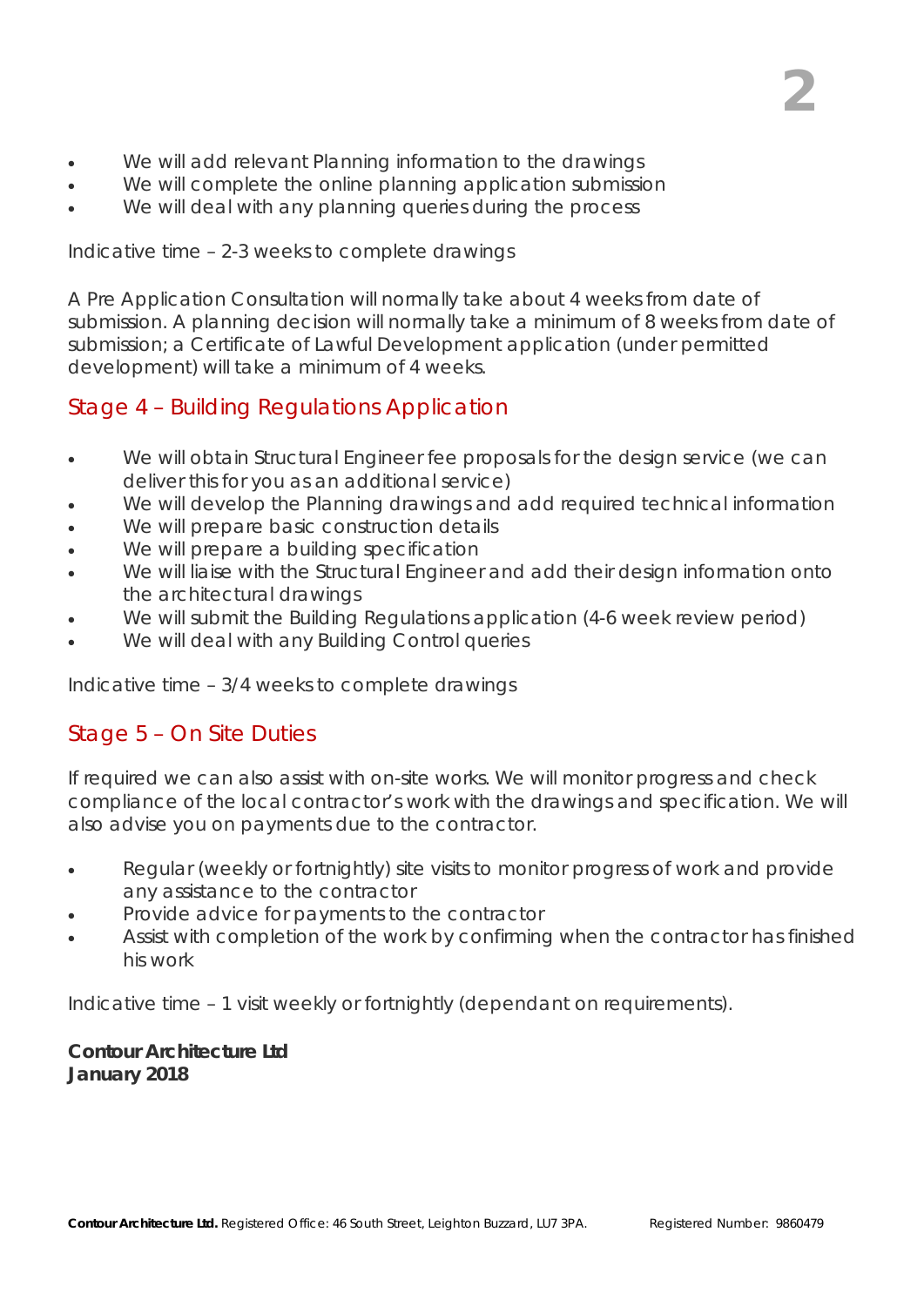- We will add relevant Planning information to the drawings
- We will complete the online planning application submission
- We will deal with any planning queries during the process

Indicative time – 2-3 weeks to complete drawings

A Pre Application Consultation will normally take about 4 weeks from date of submission. A planning decision will normally take a minimum of 8 weeks from date of submission; a Certificate of Lawful Development application (under permitted development) will take a minimum of 4 weeks.

## Stage 4 – Building Regulations Application

- We will obtain Structural Engineer fee proposals for the design service (we can deliver this for you as an additional service)
- We will develop the Planning drawings and add required technical information
- We will prepare basic construction details
- We will prepare a building specification
- We will liaise with the Structural Engineer and add their design information onto the architectural drawings
- We will submit the Building Regulations application (4-6 week review period)
- We will deal with any Building Control queries

Indicative time – 3/4 weeks to complete drawings

## Stage 5 – On Site Duties

If required we can also assist with on-site works. We will monitor progress and check compliance of the local contractor's work with the drawings and specification. We will also advise you on payments due to the contractor.

- Regular (weekly or fortnightly) site visits to monitor progress of work and provide any assistance to the contractor
- Provide advice for payments to the contractor
- Assist with completion of the work by confirming when the contractor has finished his work

Indicative time – 1 visit weekly or fortnightly (dependant on requirements).

**Contour Architecture Ltd**
**January 2018**